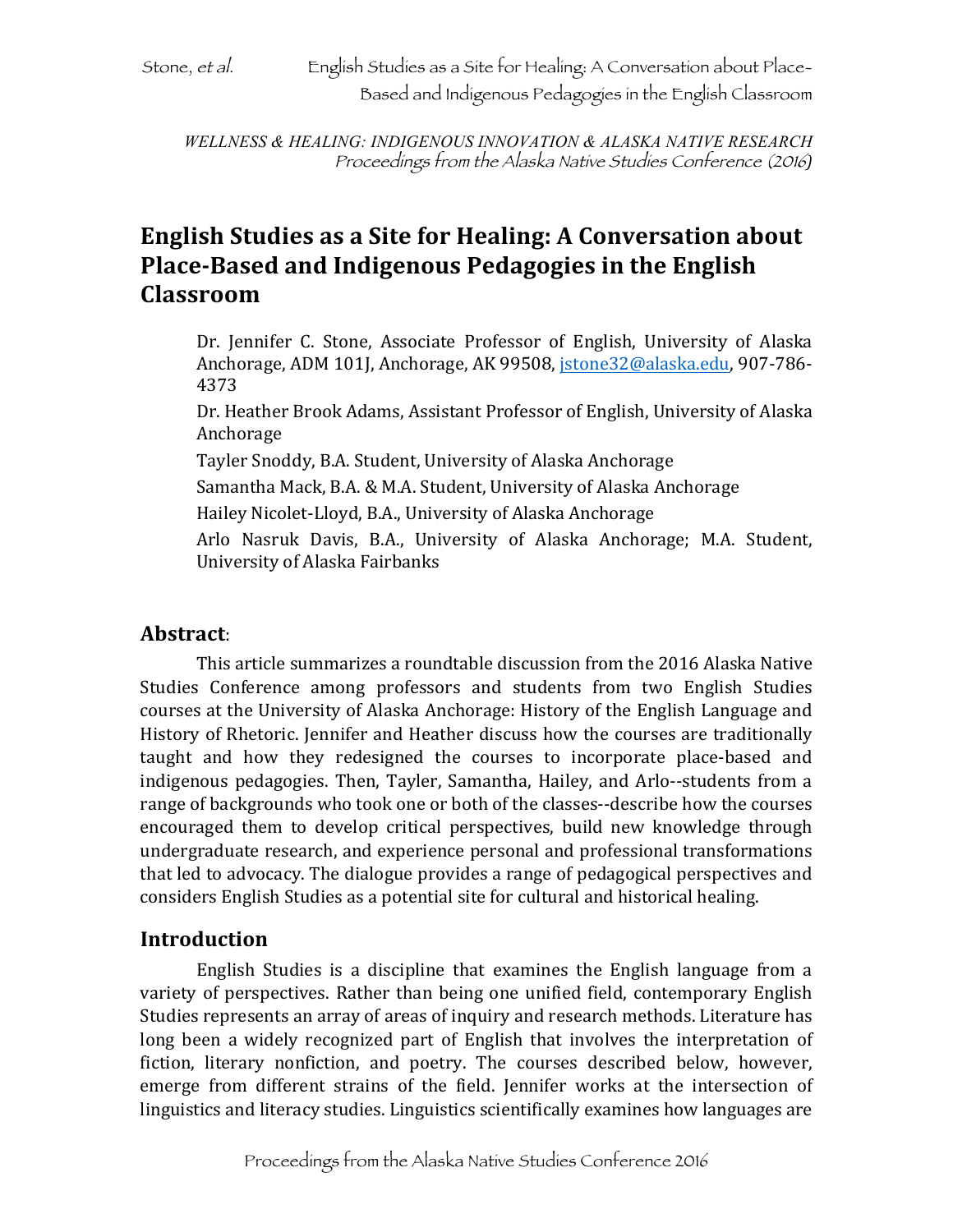*WELLNESS & HEALING: INDIGENOUS INNOVATION & ALASKA NATIVE RESEARCH*
*Proceedings from the Alaska Native Studies Conference (2016)*

# English Studies as a Site for Healing: A Conversation about Place-Based and Indigenous Pedagogies in the English Classroom

Dr. Jennifer C. Stone, Associate Professor of English, University of Alaska Anchorage, ADM 101J, Anchorage, AK 99508, jstone32@alaska.edu, 907-786-4373

Dr. Heather Brook Adams, Assistant Professor of English, University of Alaska Anchorage

Tayler Snoddy, B.A. Student, University of Alaska Anchorage

Samantha Mack, B.A. & M.A. Student, University of Alaska Anchorage

Hailey Nicolet-Lloyd, B.A., University of Alaska Anchorage

Arlo Nasruk Davis, B.A., University of Alaska Anchorage; M.A. Student, University of Alaska Fairbanks

## Abstract:

This article summarizes a roundtable discussion from the 2016 Alaska Native Studies Conference among professors and students from two English Studies courses at the University of Alaska Anchorage: History of the English Language and History of Rhetoric. Jennifer and Heather discuss how the courses are traditionally taught and how they redesigned the courses to incorporate place-based and indigenous pedagogies. Then, Tayler, Samantha, Hailey, and Arlo--students from a range of backgrounds who took one or both of the classes--describe how the courses encouraged them to develop critical perspectives, build new knowledge through undergraduate research, and experience personal and professional transformations that led to advocacy. The dialogue provides a range of pedagogical perspectives and considers English Studies as a potential site for cultural and historical healing.

## Introduction

English Studies is a discipline that examines the English language from a variety of perspectives. Rather than being one unified field, contemporary English Studies represents an array of areas of inquiry and research methods. Literature has long been a widely recognized part of English that involves the interpretation of fiction, literary nonfiction, and poetry. The courses described below, however, emerge from different strains of the field. Jennifer works at the intersection of linguistics and literacy studies. Linguistics scientifically examines how languages are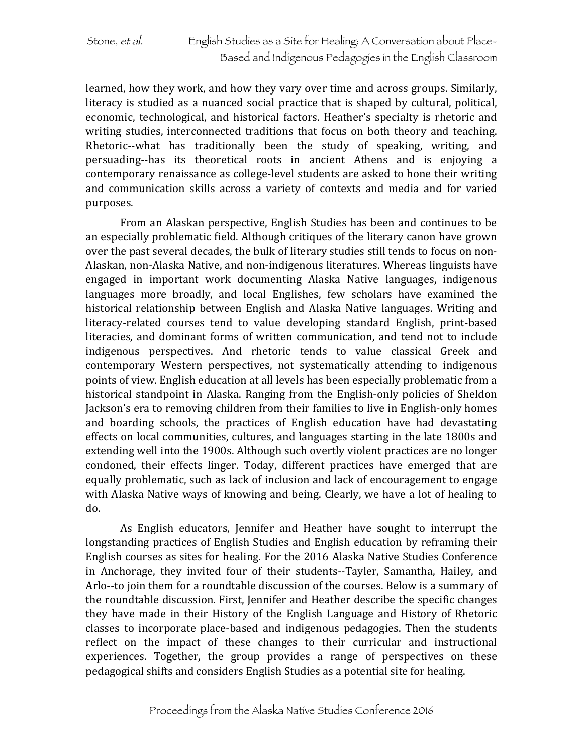learned, how they work, and how they vary over time and across groups. Similarly, literacy is studied as a nuanced social practice that is shaped by cultural, political, economic, technological, and historical factors. Heather's specialty is rhetoric and writing studies, interconnected traditions that focus on both theory and teaching. Rhetoric--what has traditionally been the study of speaking, writing, and persuading--has its theoretical roots in ancient Athens and is enjoying a contemporary renaissance as college-level students are asked to hone their writing and communication skills across a variety of contexts and media and for varied purposes.

From an Alaskan perspective, English Studies has been and continues to be an especially problematic field. Although critiques of the literary canon have grown over the past several decades, the bulk of literary studies still tends to focus on non-Alaskan, non-Alaska Native, and non-indigenous literatures. Whereas linguists have engaged in important work documenting Alaska Native languages, indigenous languages more broadly, and local Englishes, few scholars have examined the historical relationship between English and Alaska Native languages. Writing and literacy-related courses tend to value developing standard English, print-based literacies, and dominant forms of written communication, and tend not to include indigenous perspectives. And rhetoric tends to value classical Greek and contemporary Western perspectives, not systematically attending to indigenous points of view. English education at all levels has been especially problematic from a historical standpoint in Alaska. Ranging from the English-only policies of Sheldon Jackson's era to removing children from their families to live in English-only homes and boarding schools, the practices of English education have had devastating effects on local communities, cultures, and languages starting in the late 1800s and extending well into the 1900s. Although such overtly violent practices are no longer condoned, their effects linger. Today, different practices have emerged that are equally problematic, such as lack of inclusion and lack of encouragement to engage with Alaska Native ways of knowing and being. Clearly, we have a lot of healing to do.

As English educators, Jennifer and Heather have sought to interrupt the longstanding practices of English Studies and English education by reframing their English courses as sites for healing. For the 2016 Alaska Native Studies Conference in Anchorage, they invited four of their students--Tayler, Samantha, Hailey, and Arlo--to join them for a roundtable discussion of the courses. Below is a summary of the roundtable discussion. First, Jennifer and Heather describe the specific changes they have made in their History of the English Language and History of Rhetoric classes to incorporate place-based and indigenous pedagogies. Then the students reflect on the impact of these changes to their curricular and instructional experiences. Together, the group provides a range of perspectives on these pedagogical shifts and considers English Studies as a potential site for healing.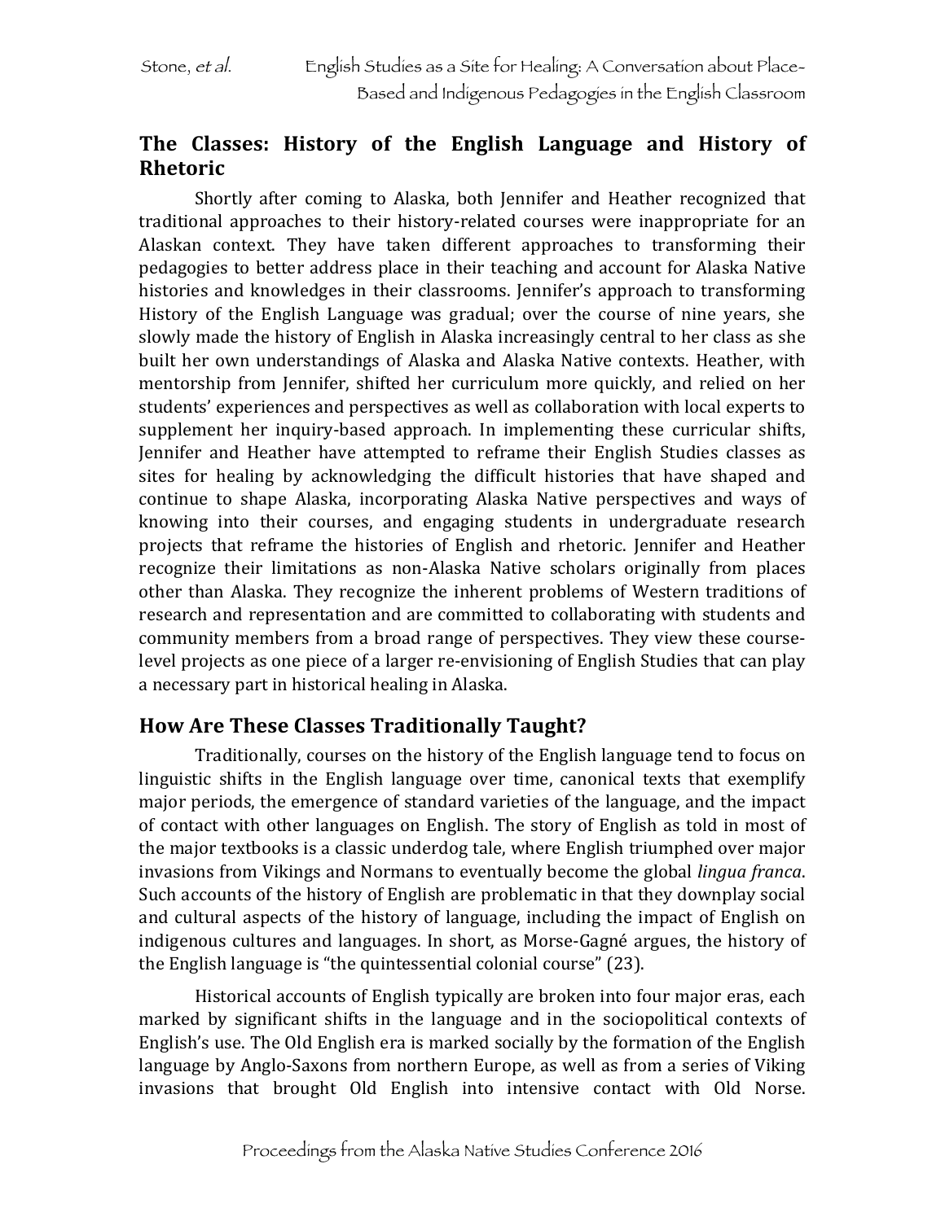## The Classes: History of the English Language and History of Rhetoric

Shortly after coming to Alaska, both Jennifer and Heather recognized that traditional approaches to their history-related courses were inappropriate for an Alaskan context. They have taken different approaches to transforming their pedagogies to better address place in their teaching and account for Alaska Native histories and knowledges in their classrooms. Jennifer's approach to transforming History of the English Language was gradual; over the course of nine years, she slowly made the history of English in Alaska increasingly central to her class as she built her own understandings of Alaska and Alaska Native contexts. Heather, with mentorship from Jennifer, shifted her curriculum more quickly, and relied on her students' experiences and perspectives as well as collaboration with local experts to supplement her inquiry-based approach. In implementing these curricular shifts, Jennifer and Heather have attempted to reframe their English Studies classes as sites for healing by acknowledging the difficult histories that have shaped and continue to shape Alaska, incorporating Alaska Native perspectives and ways of knowing into their courses, and engaging students in undergraduate research projects that reframe the histories of English and rhetoric. Jennifer and Heather recognize their limitations as non-Alaska Native scholars originally from places other than Alaska. They recognize the inherent problems of Western traditions of research and representation and are committed to collaborating with students and community members from a broad range of perspectives. They view these course-level projects as one piece of a larger re-envisioning of English Studies that can play a necessary part in historical healing in Alaska.

## How Are These Classes Traditionally Taught?

Traditionally, courses on the history of the English language tend to focus on linguistic shifts in the English language over time, canonical texts that exemplify major periods, the emergence of standard varieties of the language, and the impact of contact with other languages on English. The story of English as told in most of the major textbooks is a classic underdog tale, where English triumphed over major invasions from Vikings and Normans to eventually become the global *lingua franca*. Such accounts of the history of English are problematic in that they downplay social and cultural aspects of the history of language, including the impact of English on indigenous cultures and languages. In short, as Morse-Gagné argues, the history of the English language is "the quintessential colonial course" (23).

Historical accounts of English typically are broken into four major eras, each marked by significant shifts in the language and in the sociopolitical contexts of English's use. The Old English era is marked socially by the formation of the English language by Anglo-Saxons from northern Europe, as well as from a series of Viking invasions that brought Old English into intensive contact with Old Norse.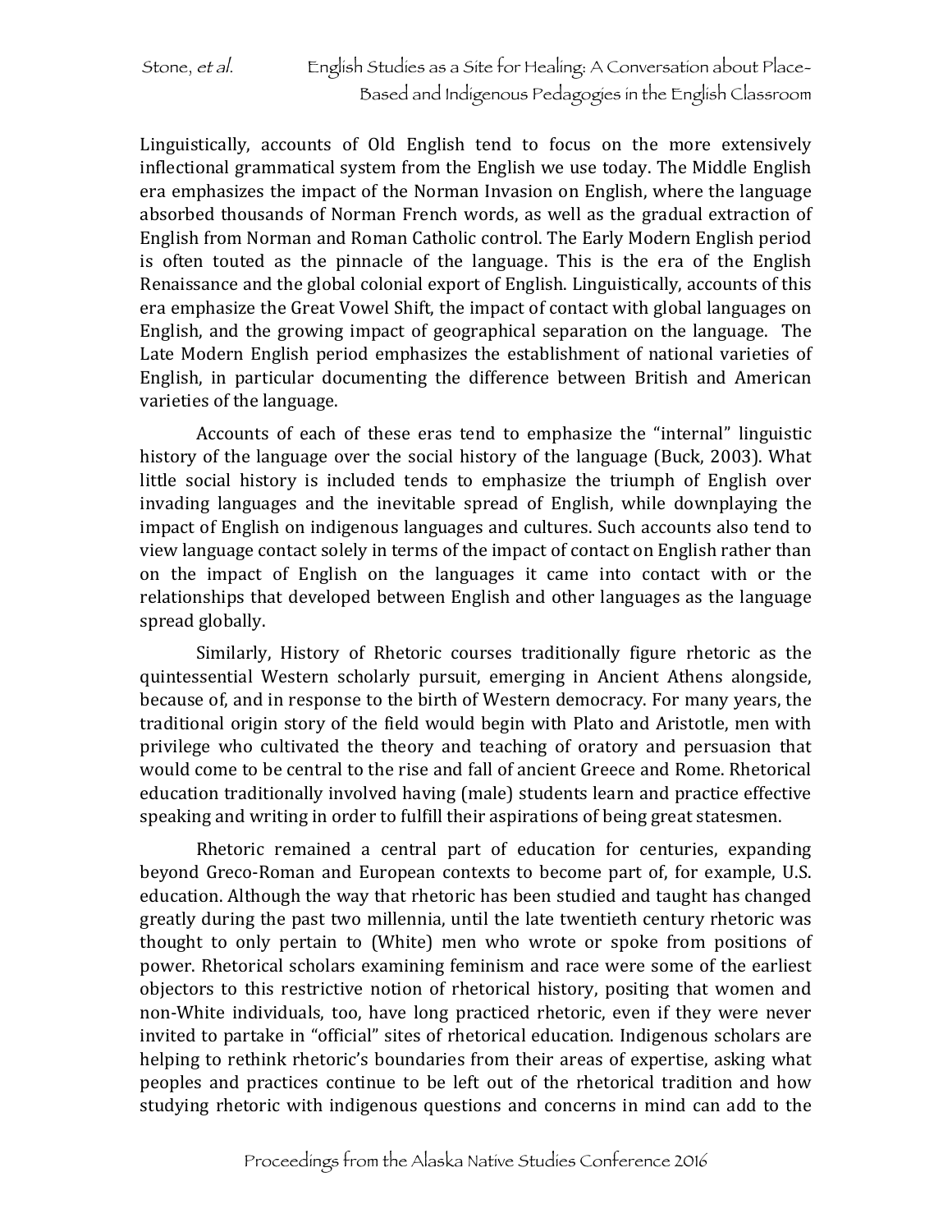Linguistically, accounts of Old English tend to focus on the more extensively inflectional grammatical system from the English we use today. The Middle English era emphasizes the impact of the Norman Invasion on English, where the language absorbed thousands of Norman French words, as well as the gradual extraction of English from Norman and Roman Catholic control. The Early Modern English period is often touted as the pinnacle of the language. This is the era of the English Renaissance and the global colonial export of English. Linguistically, accounts of this era emphasize the Great Vowel Shift, the impact of contact with global languages on English, and the growing impact of geographical separation on the language. The Late Modern English period emphasizes the establishment of national varieties of English, in particular documenting the difference between British and American varieties of the language.

Accounts of each of these eras tend to emphasize the "internal" linguistic history of the language over the social history of the language (Buck, 2003). What little social history is included tends to emphasize the triumph of English over invading languages and the inevitable spread of English, while downplaying the impact of English on indigenous languages and cultures. Such accounts also tend to view language contact solely in terms of the impact of contact on English rather than on the impact of English on the languages it came into contact with or the relationships that developed between English and other languages as the language spread globally.

Similarly, History of Rhetoric courses traditionally figure rhetoric as the quintessential Western scholarly pursuit, emerging in Ancient Athens alongside, because of, and in response to the birth of Western democracy. For many years, the traditional origin story of the field would begin with Plato and Aristotle, men with privilege who cultivated the theory and teaching of oratory and persuasion that would come to be central to the rise and fall of ancient Greece and Rome. Rhetorical education traditionally involved having (male) students learn and practice effective speaking and writing in order to fulfill their aspirations of being great statesmen.

Rhetoric remained a central part of education for centuries, expanding beyond Greco-Roman and European contexts to become part of, for example, U.S. education. Although the way that rhetoric has been studied and taught has changed greatly during the past two millennia, until the late twentieth century rhetoric was thought to only pertain to (White) men who wrote or spoke from positions of power. Rhetorical scholars examining feminism and race were some of the earliest objectors to this restrictive notion of rhetorical history, positing that women and non-White individuals, too, have long practiced rhetoric, even if they were never invited to partake in "official" sites of rhetorical education. Indigenous scholars are helping to rethink rhetoric's boundaries from their areas of expertise, asking what peoples and practices continue to be left out of the rhetorical tradition and how studying rhetoric with indigenous questions and concerns in mind can add to the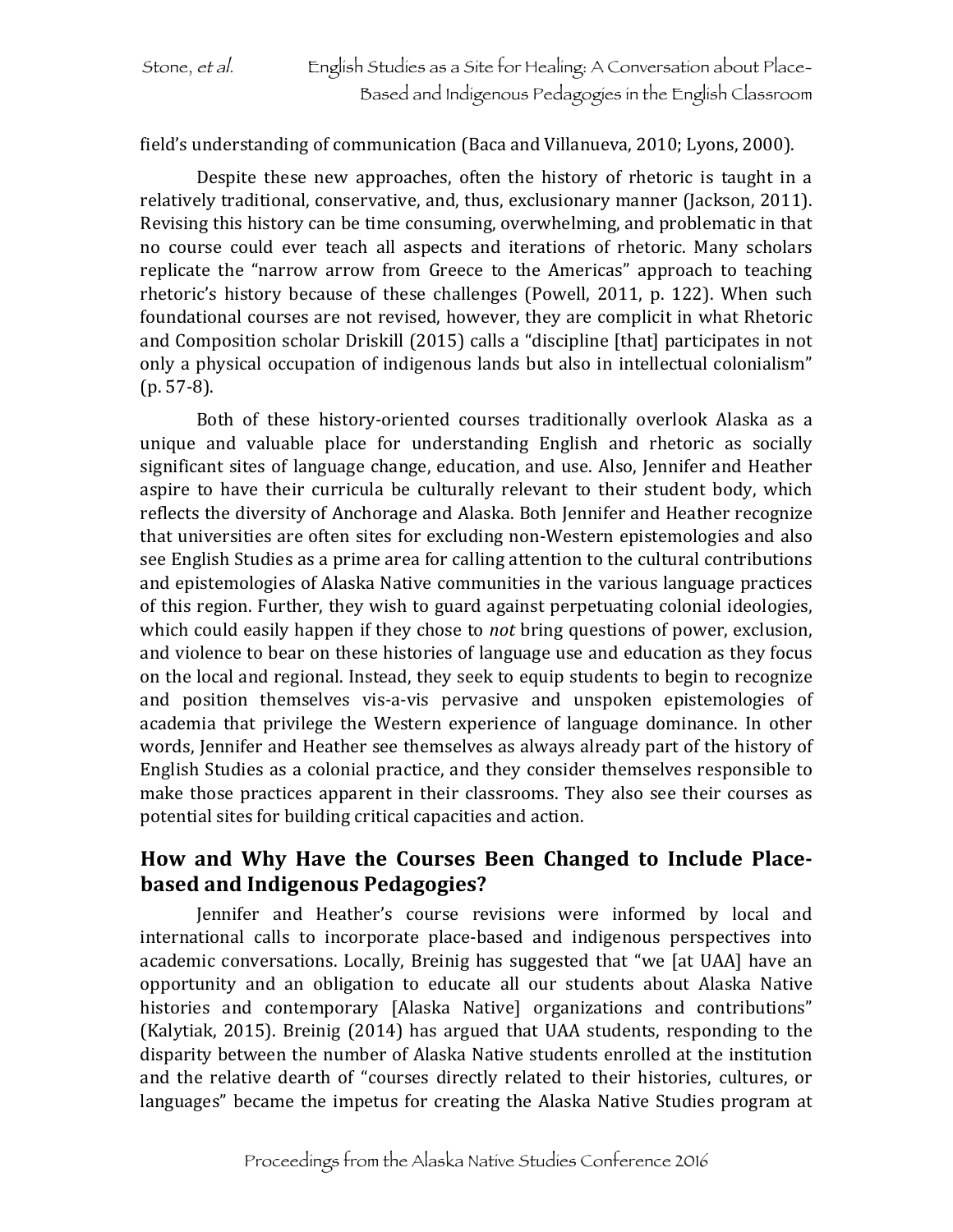field's understanding of communication (Baca and Villanueva, 2010; Lyons, 2000).

Despite these new approaches, often the history of rhetoric is taught in a relatively traditional, conservative, and, thus, exclusionary manner (Jackson, 2011). Revising this history can be time consuming, overwhelming, and problematic in that no course could ever teach all aspects and iterations of rhetoric. Many scholars replicate the "narrow arrow from Greece to the Americas" approach to teaching rhetoric's history because of these challenges (Powell, 2011, p. 122). When such foundational courses are not revised, however, they are complicit in what Rhetoric and Composition scholar Driskill (2015) calls a "discipline [that] participates in not only a physical occupation of indigenous lands but also in intellectual colonialism" (p. 57-8).

Both of these history-oriented courses traditionally overlook Alaska as a unique and valuable place for understanding English and rhetoric as socially significant sites of language change, education, and use. Also, Jennifer and Heather aspire to have their curricula be culturally relevant to their student body, which reflects the diversity of Anchorage and Alaska. Both Jennifer and Heather recognize that universities are often sites for excluding non-Western epistemologies and also see English Studies as a prime area for calling attention to the cultural contributions and epistemologies of Alaska Native communities in the various language practices of this region. Further, they wish to guard against perpetuating colonial ideologies, which could easily happen if they chose to *not* bring questions of power, exclusion, and violence to bear on these histories of language use and education as they focus on the local and regional. Instead, they seek to equip students to begin to recognize and position themselves vis-a-vis pervasive and unspoken epistemologies of academia that privilege the Western experience of language dominance. In other words, Jennifer and Heather see themselves as always already part of the history of English Studies as a colonial practice, and they consider themselves responsible to make those practices apparent in their classrooms. They also see their courses as potential sites for building critical capacities and action.

## How and Why Have the Courses Been Changed to Include Place-based and Indigenous Pedagogies?

Jennifer and Heather's course revisions were informed by local and international calls to incorporate place-based and indigenous perspectives into academic conversations. Locally, Breinig has suggested that "we [at UAA] have an opportunity and an obligation to educate all our students about Alaska Native histories and contemporary [Alaska Native] organizations and contributions" (Kalytiak, 2015). Breinig (2014) has argued that UAA students, responding to the disparity between the number of Alaska Native students enrolled at the institution and the relative dearth of "courses directly related to their histories, cultures, or languages" became the impetus for creating the Alaska Native Studies program at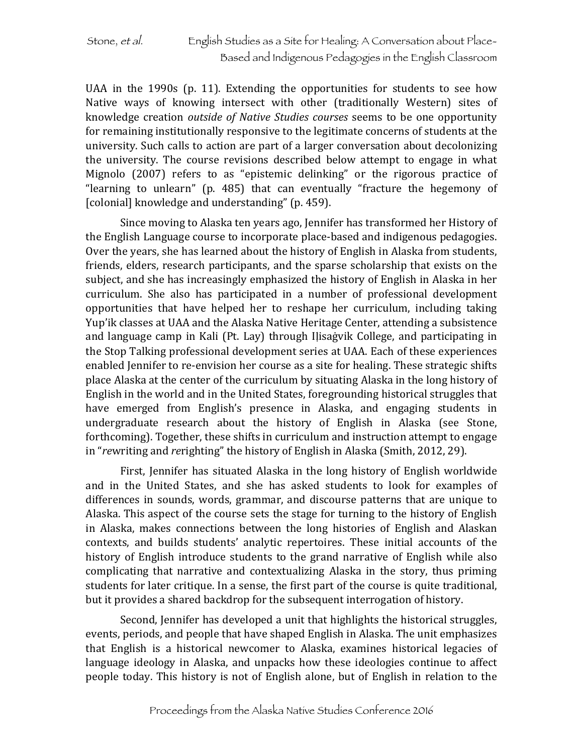UAA in the 1990s (p. 11). Extending the opportunities for students to see how Native ways of knowing intersect with other (traditionally Western) sites of knowledge creation *outside of Native Studies courses* seems to be one opportunity for remaining institutionally responsive to the legitimate concerns of students at the university. Such calls to action are part of a larger conversation about decolonizing the university. The course revisions described below attempt to engage in what Mignolo (2007) refers to as "epistemic delinking" or the rigorous practice of "learning to unlearn" (p. 485) that can eventually "fracture the hegemony of [colonial] knowledge and understanding" (p. 459).

Since moving to Alaska ten years ago, Jennifer has transformed her History of the English Language course to incorporate place-based and indigenous pedagogies. Over the years, she has learned about the history of English in Alaska from students, friends, elders, research participants, and the sparse scholarship that exists on the subject, and she has increasingly emphasized the history of English in Alaska in her curriculum. She also has participated in a number of professional development opportunities that have helped her to reshape her curriculum, including taking Yup'ik classes at UAA and the Alaska Native Heritage Center, attending a subsistence and language camp in Kali (Pt. Lay) through Iḷisaġvik College, and participating in the Stop Talking professional development series at UAA. Each of these experiences enabled Jennifer to re-envision her course as a site for healing. These strategic shifts place Alaska at the center of the curriculum by situating Alaska in the long history of English in the world and in the United States, foregrounding historical struggles that have emerged from English's presence in Alaska, and engaging students in undergraduate research about the history of English in Alaska (see Stone, forthcoming). Together, these shifts in curriculum and instruction attempt to engage in "*re*writing and *re*righting" the history of English in Alaska (Smith, 2012, 29).

First, Jennifer has situated Alaska in the long history of English worldwide and in the United States, and she has asked students to look for examples of differences in sounds, words, grammar, and discourse patterns that are unique to Alaska. This aspect of the course sets the stage for turning to the history of English in Alaska, makes connections between the long histories of English and Alaskan contexts, and builds students' analytic repertoires. These initial accounts of the history of English introduce students to the grand narrative of English while also complicating that narrative and contextualizing Alaska in the story, thus priming students for later critique. In a sense, the first part of the course is quite traditional, but it provides a shared backdrop for the subsequent interrogation of history.

Second, Jennifer has developed a unit that highlights the historical struggles, events, periods, and people that have shaped English in Alaska. The unit emphasizes that English is a historical newcomer to Alaska, examines historical legacies of language ideology in Alaska, and unpacks how these ideologies continue to affect people today. This history is not of English alone, but of English in relation to the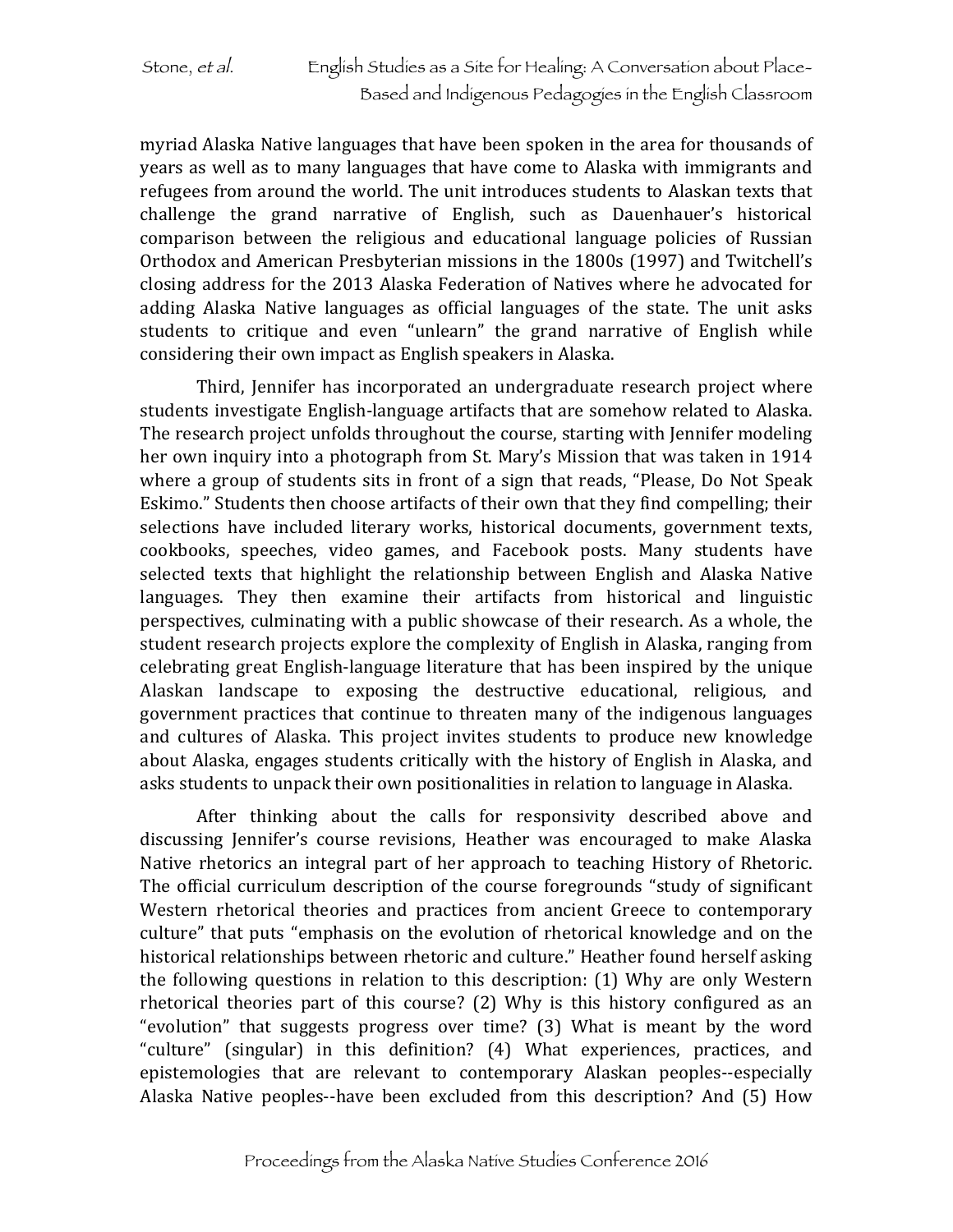myriad Alaska Native languages that have been spoken in the area for thousands of years as well as to many languages that have come to Alaska with immigrants and refugees from around the world. The unit introduces students to Alaskan texts that challenge the grand narrative of English, such as Dauenhauer's historical comparison between the religious and educational language policies of Russian Orthodox and American Presbyterian missions in the 1800s (1997) and Twitchell's closing address for the 2013 Alaska Federation of Natives where he advocated for adding Alaska Native languages as official languages of the state. The unit asks students to critique and even "unlearn" the grand narrative of English while considering their own impact as English speakers in Alaska.

Third, Jennifer has incorporated an undergraduate research project where students investigate English-language artifacts that are somehow related to Alaska. The research project unfolds throughout the course, starting with Jennifer modeling her own inquiry into a photograph from St. Mary's Mission that was taken in 1914 where a group of students sits in front of a sign that reads, "Please, Do Not Speak Eskimo." Students then choose artifacts of their own that they find compelling; their selections have included literary works, historical documents, government texts, cookbooks, speeches, video games, and Facebook posts. Many students have selected texts that highlight the relationship between English and Alaska Native languages. They then examine their artifacts from historical and linguistic perspectives, culminating with a public showcase of their research. As a whole, the student research projects explore the complexity of English in Alaska, ranging from celebrating great English-language literature that has been inspired by the unique Alaskan landscape to exposing the destructive educational, religious, and government practices that continue to threaten many of the indigenous languages and cultures of Alaska. This project invites students to produce new knowledge about Alaska, engages students critically with the history of English in Alaska, and asks students to unpack their own positionalities in relation to language in Alaska.

After thinking about the calls for responsivity described above and discussing Jennifer's course revisions, Heather was encouraged to make Alaska Native rhetorics an integral part of her approach to teaching History of Rhetoric. The official curriculum description of the course foregrounds "study of significant Western rhetorical theories and practices from ancient Greece to contemporary culture" that puts "emphasis on the evolution of rhetorical knowledge and on the historical relationships between rhetoric and culture." Heather found herself asking the following questions in relation to this description: (1) Why are only Western rhetorical theories part of this course? (2) Why is this history configured as an "evolution" that suggests progress over time? (3) What is meant by the word "culture" (singular) in this definition? (4) What experiences, practices, and epistemologies that are relevant to contemporary Alaskan peoples--especially Alaska Native peoples--have been excluded from this description? And (5) How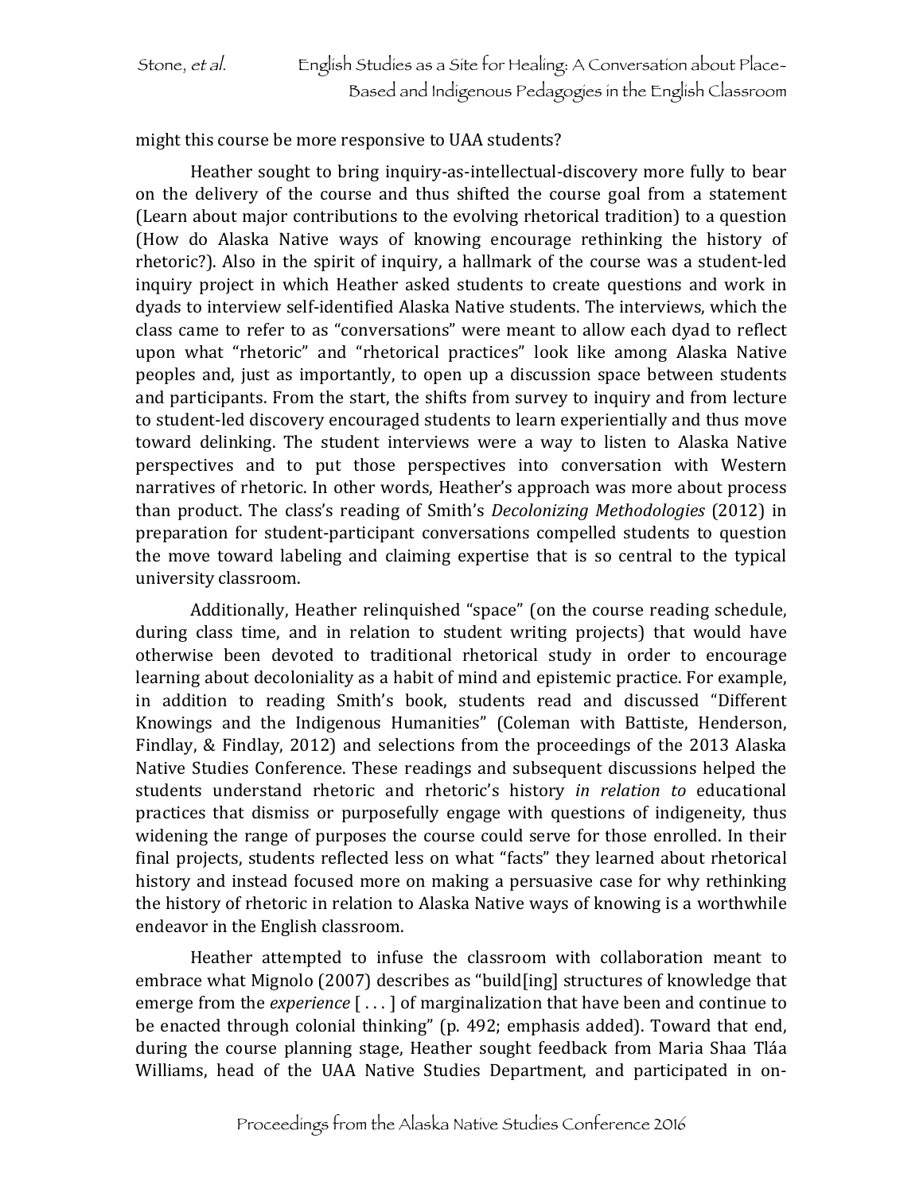might this course be more responsive to UAA students?

Heather sought to bring inquiry-as-intellectual-discovery more fully to bear on the delivery of the course and thus shifted the course goal from a statement (Learn about major contributions to the evolving rhetorical tradition) to a question (How do Alaska Native ways of knowing encourage rethinking the history of rhetoric?). Also in the spirit of inquiry, a hallmark of the course was a student-led inquiry project in which Heather asked students to create questions and work in dyads to interview self-identified Alaska Native students. The interviews, which the class came to refer to as "conversations" were meant to allow each dyad to reflect upon what "rhetoric" and "rhetorical practices" look like among Alaska Native peoples and, just as importantly, to open up a discussion space between students and participants. From the start, the shifts from survey to inquiry and from lecture to student-led discovery encouraged students to learn experientially and thus move toward delinking. The student interviews were a way to listen to Alaska Native perspectives and to put those perspectives into conversation with Western narratives of rhetoric. In other words, Heather's approach was more about process than product. The class's reading of Smith's *Decolonizing Methodologies* (2012) in preparation for student-participant conversations compelled students to question the move toward labeling and claiming expertise that is so central to the typical university classroom.

Additionally, Heather relinquished "space" (on the course reading schedule, during class time, and in relation to student writing projects) that would have otherwise been devoted to traditional rhetorical study in order to encourage learning about decoloniality as a habit of mind and epistemic practice. For example, in addition to reading Smith's book, students read and discussed "Different Knowings and the Indigenous Humanities" (Coleman with Battiste, Henderson, Findlay, & Findlay, 2012) and selections from the proceedings of the 2013 Alaska Native Studies Conference. These readings and subsequent discussions helped the students understand rhetoric and rhetoric's history *in relation to* educational practices that dismiss or purposefully engage with questions of indigeneity, thus widening the range of purposes the course could serve for those enrolled. In their final projects, students reflected less on what "facts" they learned about rhetorical history and instead focused more on making a persuasive case for why rethinking the history of rhetoric in relation to Alaska Native ways of knowing is a worthwhile endeavor in the English classroom.

Heather attempted to infuse the classroom with collaboration meant to embrace what Mignolo (2007) describes as "build[ing] structures of knowledge that emerge from the *experience* [ . . . ] of marginalization that have been and continue to be enacted through colonial thinking" (p. 492; emphasis added). Toward that end, during the course planning stage, Heather sought feedback from Maria Shaa Tláa Williams, head of the UAA Native Studies Department, and participated in on-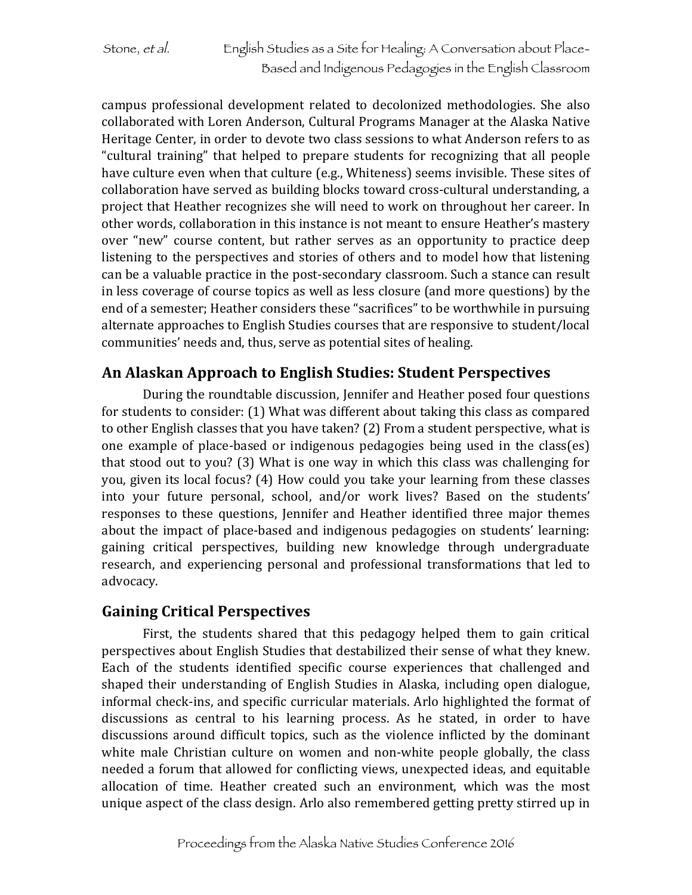campus professional development related to decolonized methodologies. She also collaborated with Loren Anderson, Cultural Programs Manager at the Alaska Native Heritage Center, in order to devote two class sessions to what Anderson refers to as "cultural training" that helped to prepare students for recognizing that all people have culture even when that culture (e.g., Whiteness) seems invisible. These sites of collaboration have served as building blocks toward cross-cultural understanding, a project that Heather recognizes she will need to work on throughout her career. In other words, collaboration in this instance is not meant to ensure Heather's mastery over "new" course content, but rather serves as an opportunity to practice deep listening to the perspectives and stories of others and to model how that listening can be a valuable practice in the post-secondary classroom. Such a stance can result in less coverage of course topics as well as less closure (and more questions) by the end of a semester; Heather considers these "sacrifices" to be worthwhile in pursuing alternate approaches to English Studies courses that are responsive to student/local communities' needs and, thus, serve as potential sites of healing.

## An Alaskan Approach to English Studies: Student Perspectives

During the roundtable discussion, Jennifer and Heather posed four questions for students to consider: (1) What was different about taking this class as compared to other English classes that you have taken? (2) From a student perspective, what is one example of place-based or indigenous pedagogies being used in the class(es) that stood out to you? (3) What is one way in which this class was challenging for you, given its local focus? (4) How could you take your learning from these classes into your future personal, school, and/or work lives? Based on the students' responses to these questions, Jennifer and Heather identified three major themes about the impact of place-based and indigenous pedagogies on students' learning: gaining critical perspectives, building new knowledge through undergraduate research, and experiencing personal and professional transformations that led to advocacy.

## Gaining Critical Perspectives

First, the students shared that this pedagogy helped them to gain critical perspectives about English Studies that destabilized their sense of what they knew. Each of the students identified specific course experiences that challenged and shaped their understanding of English Studies in Alaska, including open dialogue, informal check-ins, and specific curricular materials. Arlo highlighted the format of discussions as central to his learning process. As he stated, in order to have discussions around difficult topics, such as the violence inflicted by the dominant white male Christian culture on women and non-white people globally, the class needed a forum that allowed for conflicting views, unexpected ideas, and equitable allocation of time. Heather created such an environment, which was the most unique aspect of the class design. Arlo also remembered getting pretty stirred up in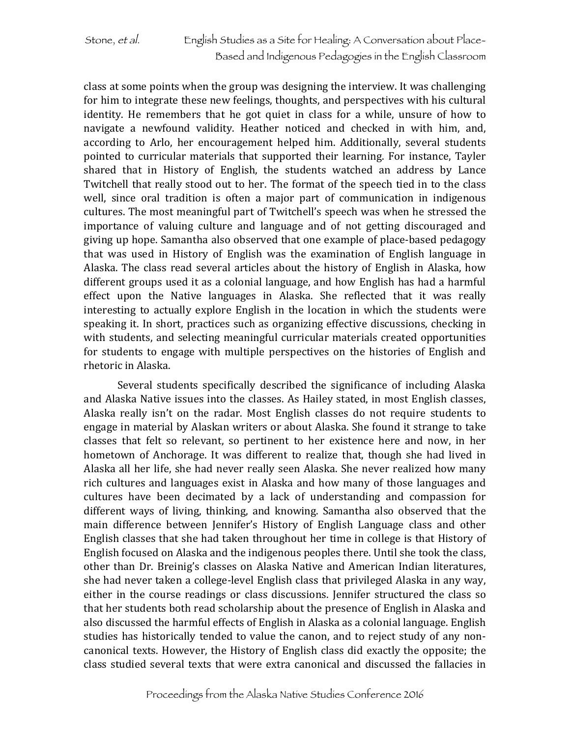class at some points when the group was designing the interview. It was challenging for him to integrate these new feelings, thoughts, and perspectives with his cultural identity. He remembers that he got quiet in class for a while, unsure of how to navigate a newfound validity. Heather noticed and checked in with him, and, according to Arlo, her encouragement helped him. Additionally, several students pointed to curricular materials that supported their learning. For instance, Tayler shared that in History of English, the students watched an address by Lance Twitchell that really stood out to her. The format of the speech tied in to the class well, since oral tradition is often a major part of communication in indigenous cultures. The most meaningful part of Twitchell's speech was when he stressed the importance of valuing culture and language and of not getting discouraged and giving up hope. Samantha also observed that one example of place-based pedagogy that was used in History of English was the examination of English language in Alaska. The class read several articles about the history of English in Alaska, how different groups used it as a colonial language, and how English has had a harmful effect upon the Native languages in Alaska. She reflected that it was really interesting to actually explore English in the location in which the students were speaking it. In short, practices such as organizing effective discussions, checking in with students, and selecting meaningful curricular materials created opportunities for students to engage with multiple perspectives on the histories of English and rhetoric in Alaska.

Several students specifically described the significance of including Alaska and Alaska Native issues into the classes. As Hailey stated, in most English classes, Alaska really isn't on the radar. Most English classes do not require students to engage in material by Alaskan writers or about Alaska. She found it strange to take classes that felt so relevant, so pertinent to her existence here and now, in her hometown of Anchorage. It was different to realize that, though she had lived in Alaska all her life, she had never really seen Alaska. She never realized how many rich cultures and languages exist in Alaska and how many of those languages and cultures have been decimated by a lack of understanding and compassion for different ways of living, thinking, and knowing. Samantha also observed that the main difference between Jennifer's History of English Language class and other English classes that she had taken throughout her time in college is that History of English focused on Alaska and the indigenous peoples there. Until she took the class, other than Dr. Breinig's classes on Alaska Native and American Indian literatures, she had never taken a college-level English class that privileged Alaska in any way, either in the course readings or class discussions. Jennifer structured the class so that her students both read scholarship about the presence of English in Alaska and also discussed the harmful effects of English in Alaska as a colonial language. English studies has historically tended to value the canon, and to reject study of any non-canonical texts. However, the History of English class did exactly the opposite; the class studied several texts that were extra canonical and discussed the fallacies in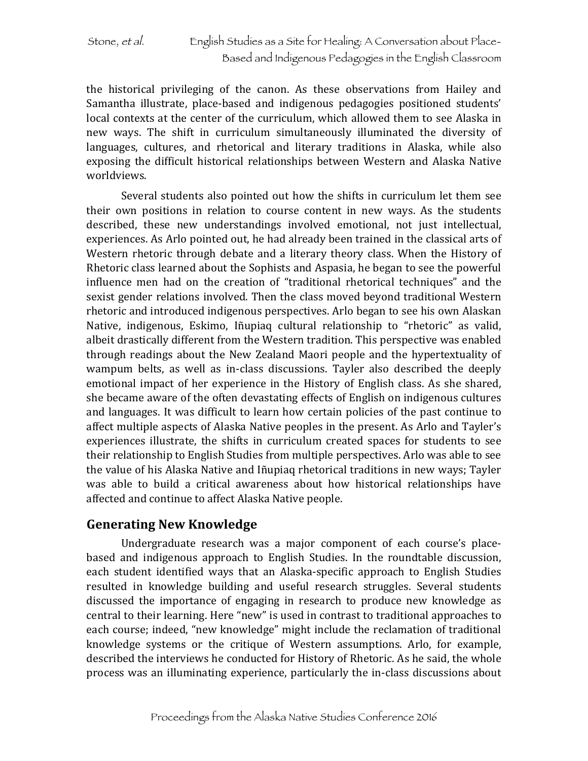the historical privileging of the canon. As these observations from Hailey and Samantha illustrate, place-based and indigenous pedagogies positioned students' local contexts at the center of the curriculum, which allowed them to see Alaska in new ways. The shift in curriculum simultaneously illuminated the diversity of languages, cultures, and rhetorical and literary traditions in Alaska, while also exposing the difficult historical relationships between Western and Alaska Native worldviews.

Several students also pointed out how the shifts in curriculum let them see their own positions in relation to course content in new ways. As the students described, these new understandings involved emotional, not just intellectual, experiences. As Arlo pointed out, he had already been trained in the classical arts of Western rhetoric through debate and a literary theory class. When the History of Rhetoric class learned about the Sophists and Aspasia, he began to see the powerful influence men had on the creation of "traditional rhetorical techniques" and the sexist gender relations involved. Then the class moved beyond traditional Western rhetoric and introduced indigenous perspectives. Arlo began to see his own Alaskan Native, indigenous, Eskimo, Iñupiaq cultural relationship to "rhetoric" as valid, albeit drastically different from the Western tradition. This perspective was enabled through readings about the New Zealand Maori people and the hypertextuality of wampum belts, as well as in-class discussions. Tayler also described the deeply emotional impact of her experience in the History of English class. As she shared, she became aware of the often devastating effects of English on indigenous cultures and languages. It was difficult to learn how certain policies of the past continue to affect multiple aspects of Alaska Native peoples in the present. As Arlo and Tayler's experiences illustrate, the shifts in curriculum created spaces for students to see their relationship to English Studies from multiple perspectives. Arlo was able to see the value of his Alaska Native and Iñupiaq rhetorical traditions in new ways; Tayler was able to build a critical awareness about how historical relationships have affected and continue to affect Alaska Native people.

## Generating New Knowledge

Undergraduate research was a major component of each course's place-based and indigenous approach to English Studies. In the roundtable discussion, each student identified ways that an Alaska-specific approach to English Studies resulted in knowledge building and useful research struggles. Several students discussed the importance of engaging in research to produce new knowledge as central to their learning. Here "new" is used in contrast to traditional approaches to each course; indeed, "new knowledge" might include the reclamation of traditional knowledge systems or the critique of Western assumptions. Arlo, for example, described the interviews he conducted for History of Rhetoric. As he said, the whole process was an illuminating experience, particularly the in-class discussions about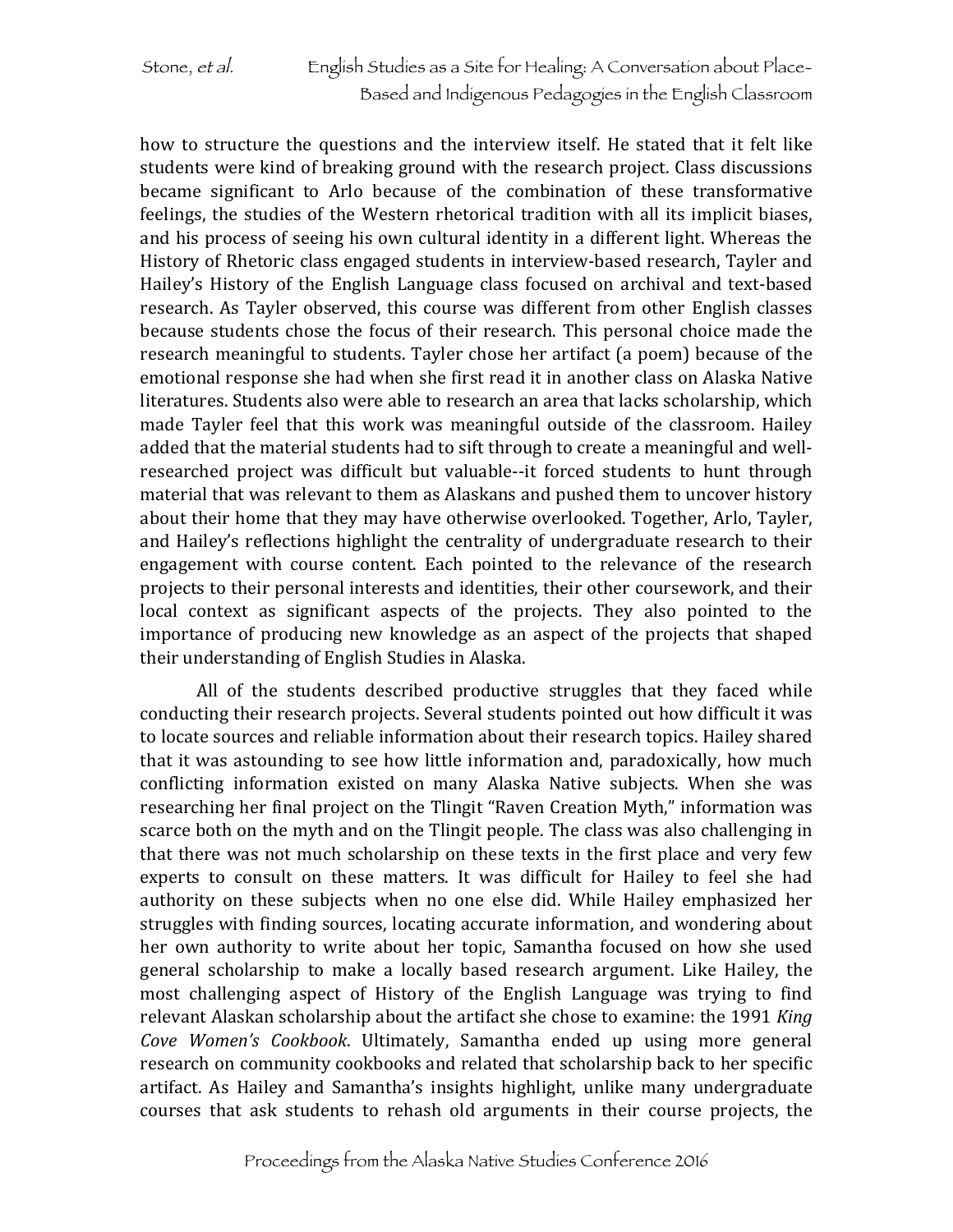how to structure the questions and the interview itself. He stated that it felt like students were kind of breaking ground with the research project. Class discussions became significant to Arlo because of the combination of these transformative feelings, the studies of the Western rhetorical tradition with all its implicit biases, and his process of seeing his own cultural identity in a different light. Whereas the History of Rhetoric class engaged students in interview-based research, Tayler and Hailey's History of the English Language class focused on archival and text-based research. As Tayler observed, this course was different from other English classes because students chose the focus of their research. This personal choice made the research meaningful to students. Tayler chose her artifact (a poem) because of the emotional response she had when she first read it in another class on Alaska Native literatures. Students also were able to research an area that lacks scholarship, which made Tayler feel that this work was meaningful outside of the classroom. Hailey added that the material students had to sift through to create a meaningful and well-researched project was difficult but valuable--it forced students to hunt through material that was relevant to them as Alaskans and pushed them to uncover history about their home that they may have otherwise overlooked. Together, Arlo, Tayler, and Hailey's reflections highlight the centrality of undergraduate research to their engagement with course content. Each pointed to the relevance of the research projects to their personal interests and identities, their other coursework, and their local context as significant aspects of the projects. They also pointed to the importance of producing new knowledge as an aspect of the projects that shaped their understanding of English Studies in Alaska.

All of the students described productive struggles that they faced while conducting their research projects. Several students pointed out how difficult it was to locate sources and reliable information about their research topics. Hailey shared that it was astounding to see how little information and, paradoxically, how much conflicting information existed on many Alaska Native subjects. When she was researching her final project on the Tlingit "Raven Creation Myth," information was scarce both on the myth and on the Tlingit people. The class was also challenging in that there was not much scholarship on these texts in the first place and very few experts to consult on these matters. It was difficult for Hailey to feel she had authority on these subjects when no one else did. While Hailey emphasized her struggles with finding sources, locating accurate information, and wondering about her own authority to write about her topic, Samantha focused on how she used general scholarship to make a locally based research argument. Like Hailey, the most challenging aspect of History of the English Language was trying to find relevant Alaskan scholarship about the artifact she chose to examine: the 1991 *King Cove Women's Cookbook*. Ultimately, Samantha ended up using more general research on community cookbooks and related that scholarship back to her specific artifact. As Hailey and Samantha's insights highlight, unlike many undergraduate courses that ask students to rehash old arguments in their course projects, the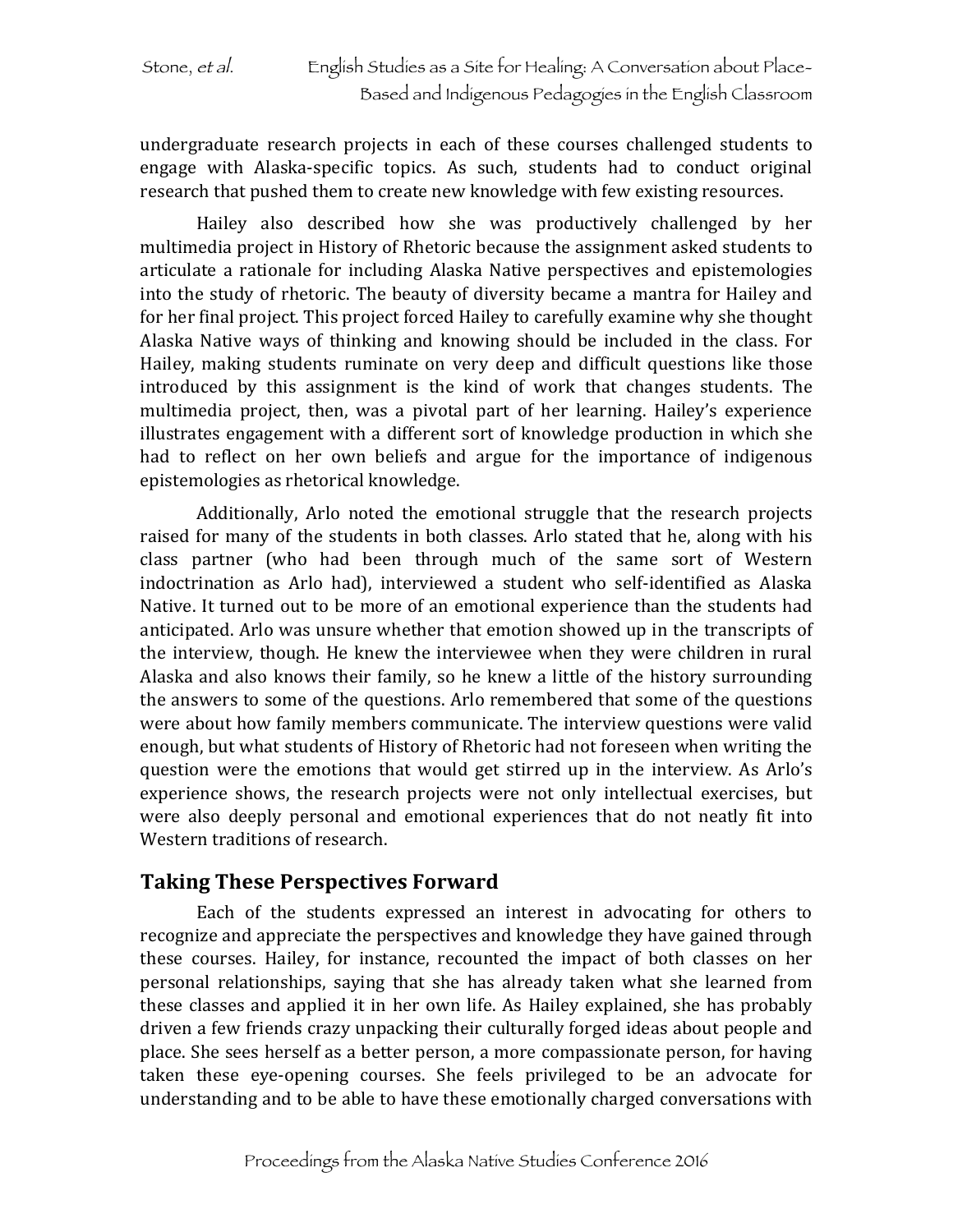undergraduate research projects in each of these courses challenged students to engage with Alaska-specific topics. As such, students had to conduct original research that pushed them to create new knowledge with few existing resources.

Hailey also described how she was productively challenged by her multimedia project in History of Rhetoric because the assignment asked students to articulate a rationale for including Alaska Native perspectives and epistemologies into the study of rhetoric. The beauty of diversity became a mantra for Hailey and for her final project. This project forced Hailey to carefully examine why she thought Alaska Native ways of thinking and knowing should be included in the class. For Hailey, making students ruminate on very deep and difficult questions like those introduced by this assignment is the kind of work that changes students. The multimedia project, then, was a pivotal part of her learning. Hailey's experience illustrates engagement with a different sort of knowledge production in which she had to reflect on her own beliefs and argue for the importance of indigenous epistemologies as rhetorical knowledge.

Additionally, Arlo noted the emotional struggle that the research projects raised for many of the students in both classes. Arlo stated that he, along with his class partner (who had been through much of the same sort of Western indoctrination as Arlo had), interviewed a student who self-identified as Alaska Native. It turned out to be more of an emotional experience than the students had anticipated. Arlo was unsure whether that emotion showed up in the transcripts of the interview, though. He knew the interviewee when they were children in rural Alaska and also knows their family, so he knew a little of the history surrounding the answers to some of the questions. Arlo remembered that some of the questions were about how family members communicate. The interview questions were valid enough, but what students of History of Rhetoric had not foreseen when writing the question were the emotions that would get stirred up in the interview. As Arlo's experience shows, the research projects were not only intellectual exercises, but were also deeply personal and emotional experiences that do not neatly fit into Western traditions of research.

## Taking These Perspectives Forward

Each of the students expressed an interest in advocating for others to recognize and appreciate the perspectives and knowledge they have gained through these courses. Hailey, for instance, recounted the impact of both classes on her personal relationships, saying that she has already taken what she learned from these classes and applied it in her own life. As Hailey explained, she has probably driven a few friends crazy unpacking their culturally forged ideas about people and place. She sees herself as a better person, a more compassionate person, for having taken these eye-opening courses. She feels privileged to be an advocate for understanding and to be able to have these emotionally charged conversations with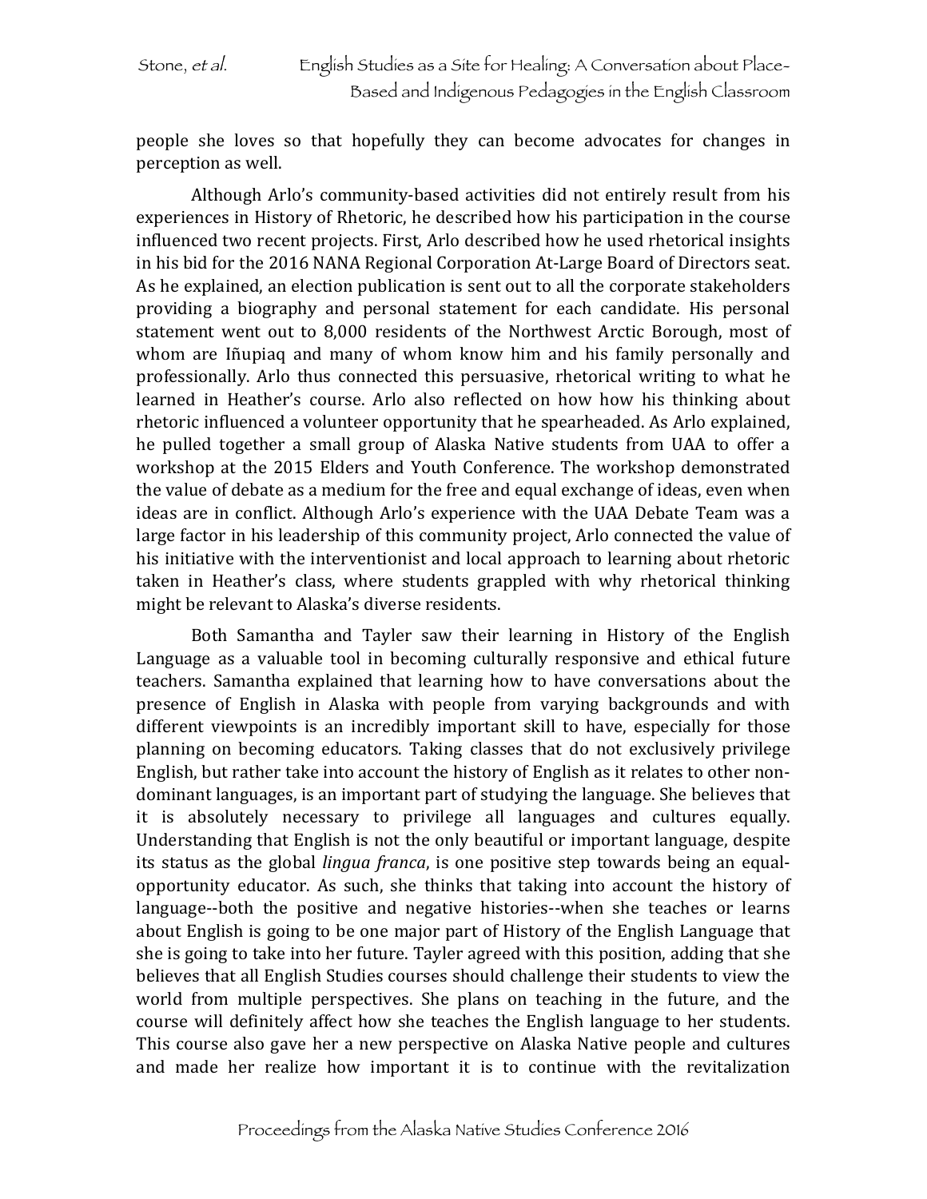people she loves so that hopefully they can become advocates for changes in perception as well.

Although Arlo's community-based activities did not entirely result from his experiences in History of Rhetoric, he described how his participation in the course influenced two recent projects. First, Arlo described how he used rhetorical insights in his bid for the 2016 NANA Regional Corporation At-Large Board of Directors seat. As he explained, an election publication is sent out to all the corporate stakeholders providing a biography and personal statement for each candidate. His personal statement went out to 8,000 residents of the Northwest Arctic Borough, most of whom are Iñupiaq and many of whom know him and his family personally and professionally. Arlo thus connected this persuasive, rhetorical writing to what he learned in Heather's course. Arlo also reflected on how how his thinking about rhetoric influenced a volunteer opportunity that he spearheaded. As Arlo explained, he pulled together a small group of Alaska Native students from UAA to offer a workshop at the 2015 Elders and Youth Conference. The workshop demonstrated the value of debate as a medium for the free and equal exchange of ideas, even when ideas are in conflict. Although Arlo's experience with the UAA Debate Team was a large factor in his leadership of this community project, Arlo connected the value of his initiative with the interventionist and local approach to learning about rhetoric taken in Heather's class, where students grappled with why rhetorical thinking might be relevant to Alaska's diverse residents.

Both Samantha and Tayler saw their learning in History of the English Language as a valuable tool in becoming culturally responsive and ethical future teachers. Samantha explained that learning how to have conversations about the presence of English in Alaska with people from varying backgrounds and with different viewpoints is an incredibly important skill to have, especially for those planning on becoming educators. Taking classes that do not exclusively privilege English, but rather take into account the history of English as it relates to other non-dominant languages, is an important part of studying the language. She believes that it is absolutely necessary to privilege all languages and cultures equally. Understanding that English is not the only beautiful or important language, despite its status as the global *lingua franca*, is one positive step towards being an equal-opportunity educator. As such, she thinks that taking into account the history of language--both the positive and negative histories--when she teaches or learns about English is going to be one major part of History of the English Language that she is going to take into her future. Tayler agreed with this position, adding that she believes that all English Studies courses should challenge their students to view the world from multiple perspectives. She plans on teaching in the future, and the course will definitely affect how she teaches the English language to her students. This course also gave her a new perspective on Alaska Native people and cultures and made her realize how important it is to continue with the revitalization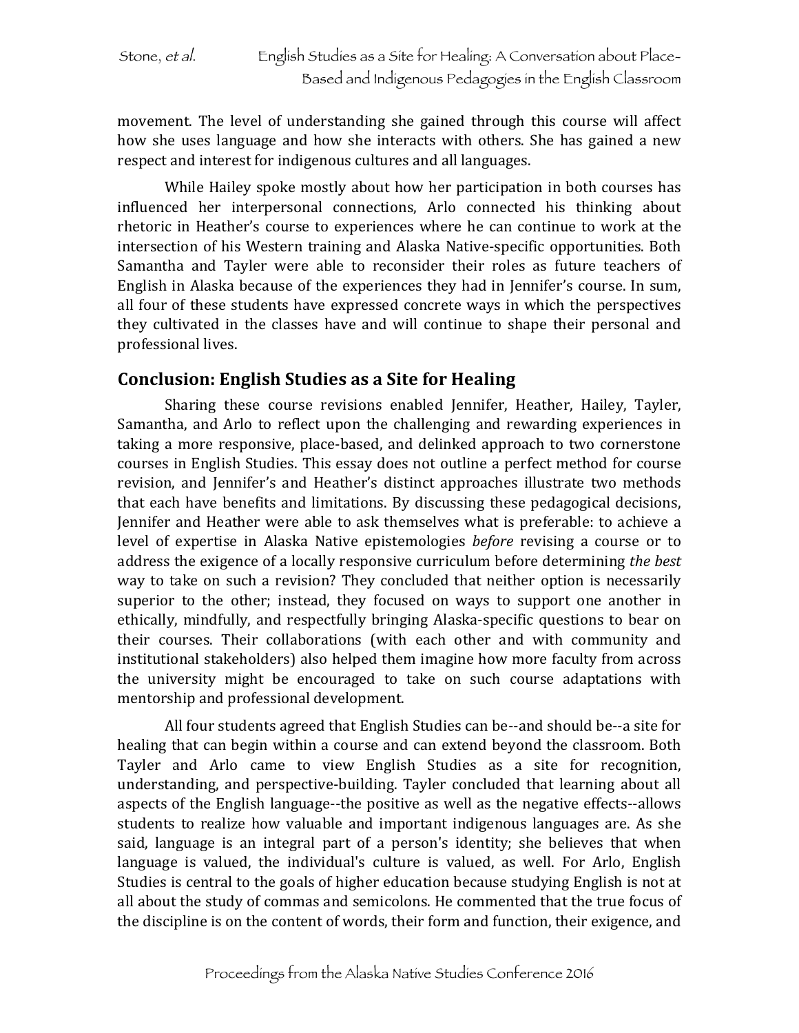movement. The level of understanding she gained through this course will affect how she uses language and how she interacts with others. She has gained a new respect and interest for indigenous cultures and all languages.

While Hailey spoke mostly about how her participation in both courses has influenced her interpersonal connections, Arlo connected his thinking about rhetoric in Heather's course to experiences where he can continue to work at the intersection of his Western training and Alaska Native-specific opportunities. Both Samantha and Tayler were able to reconsider their roles as future teachers of English in Alaska because of the experiences they had in Jennifer's course. In sum, all four of these students have expressed concrete ways in which the perspectives they cultivated in the classes have and will continue to shape their personal and professional lives.

## Conclusion: English Studies as a Site for Healing

Sharing these course revisions enabled Jennifer, Heather, Hailey, Tayler, Samantha, and Arlo to reflect upon the challenging and rewarding experiences in taking a more responsive, place-based, and delinked approach to two cornerstone courses in English Studies. This essay does not outline a perfect method for course revision, and Jennifer's and Heather's distinct approaches illustrate two methods that each have benefits and limitations. By discussing these pedagogical decisions, Jennifer and Heather were able to ask themselves what is preferable: to achieve a level of expertise in Alaska Native epistemologies *before* revising a course or to address the exigence of a locally responsive curriculum before determining *the best* way to take on such a revision? They concluded that neither option is necessarily superior to the other; instead, they focused on ways to support one another in ethically, mindfully, and respectfully bringing Alaska-specific questions to bear on their courses. Their collaborations (with each other and with community and institutional stakeholders) also helped them imagine how more faculty from across the university might be encouraged to take on such course adaptations with mentorship and professional development.

All four students agreed that English Studies can be--and should be--a site for healing that can begin within a course and can extend beyond the classroom. Both Tayler and Arlo came to view English Studies as a site for recognition, understanding, and perspective-building. Tayler concluded that learning about all aspects of the English language--the positive as well as the negative effects--allows students to realize how valuable and important indigenous languages are. As she said, language is an integral part of a person's identity; she believes that when language is valued, the individual's culture is valued, as well. For Arlo, English Studies is central to the goals of higher education because studying English is not at all about the study of commas and semicolons. He commented that the true focus of the discipline is on the content of words, their form and function, their exigence, and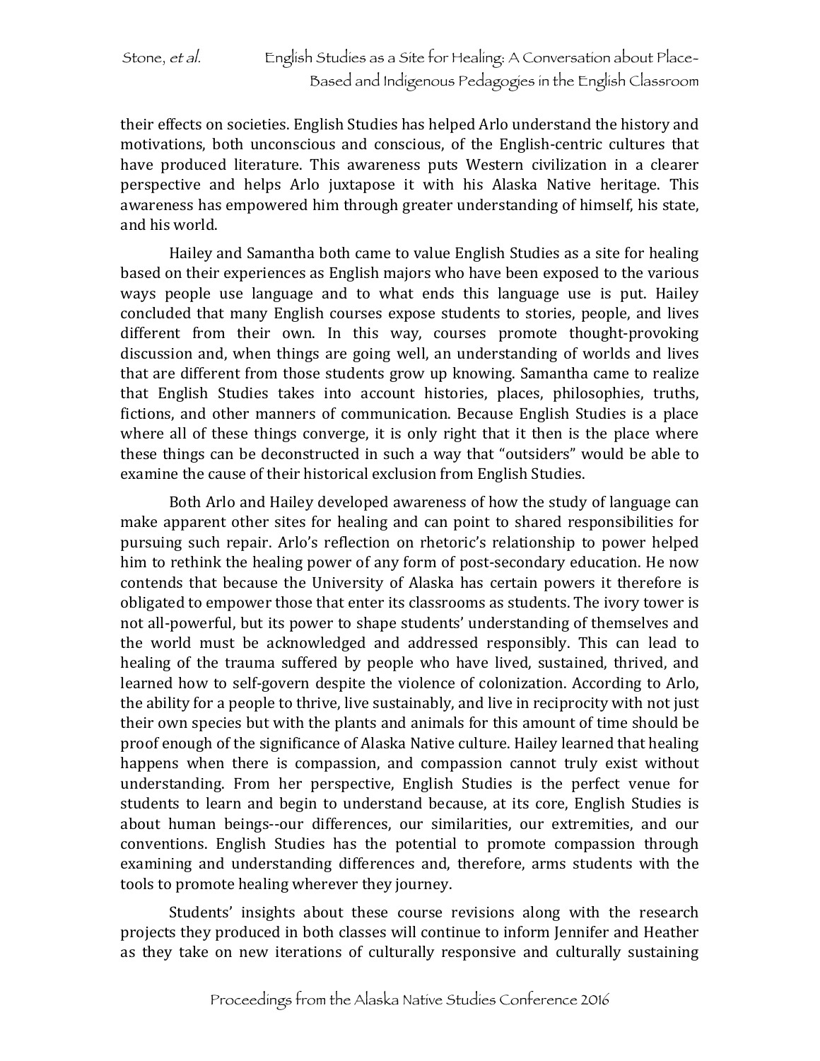their effects on societies. English Studies has helped Arlo understand the history and motivations, both unconscious and conscious, of the English-centric cultures that have produced literature. This awareness puts Western civilization in a clearer perspective and helps Arlo juxtapose it with his Alaska Native heritage. This awareness has empowered him through greater understanding of himself, his state, and his world.

Hailey and Samantha both came to value English Studies as a site for healing based on their experiences as English majors who have been exposed to the various ways people use language and to what ends this language use is put. Hailey concluded that many English courses expose students to stories, people, and lives different from their own. In this way, courses promote thought-provoking discussion and, when things are going well, an understanding of worlds and lives that are different from those students grow up knowing. Samantha came to realize that English Studies takes into account histories, places, philosophies, truths, fictions, and other manners of communication. Because English Studies is a place where all of these things converge, it is only right that it then is the place where these things can be deconstructed in such a way that "outsiders" would be able to examine the cause of their historical exclusion from English Studies.

Both Arlo and Hailey developed awareness of how the study of language can make apparent other sites for healing and can point to shared responsibilities for pursuing such repair. Arlo's reflection on rhetoric's relationship to power helped him to rethink the healing power of any form of post-secondary education. He now contends that because the University of Alaska has certain powers it therefore is obligated to empower those that enter its classrooms as students. The ivory tower is not all-powerful, but its power to shape students' understanding of themselves and the world must be acknowledged and addressed responsibly. This can lead to healing of the trauma suffered by people who have lived, sustained, thrived, and learned how to self-govern despite the violence of colonization. According to Arlo, the ability for a people to thrive, live sustainably, and live in reciprocity with not just their own species but with the plants and animals for this amount of time should be proof enough of the significance of Alaska Native culture. Hailey learned that healing happens when there is compassion, and compassion cannot truly exist without understanding. From her perspective, English Studies is the perfect venue for students to learn and begin to understand because, at its core, English Studies is about human beings--our differences, our similarities, our extremities, and our conventions. English Studies has the potential to promote compassion through examining and understanding differences and, therefore, arms students with the tools to promote healing wherever they journey.

Students' insights about these course revisions along with the research projects they produced in both classes will continue to inform Jennifer and Heather as they take on new iterations of culturally responsive and culturally sustaining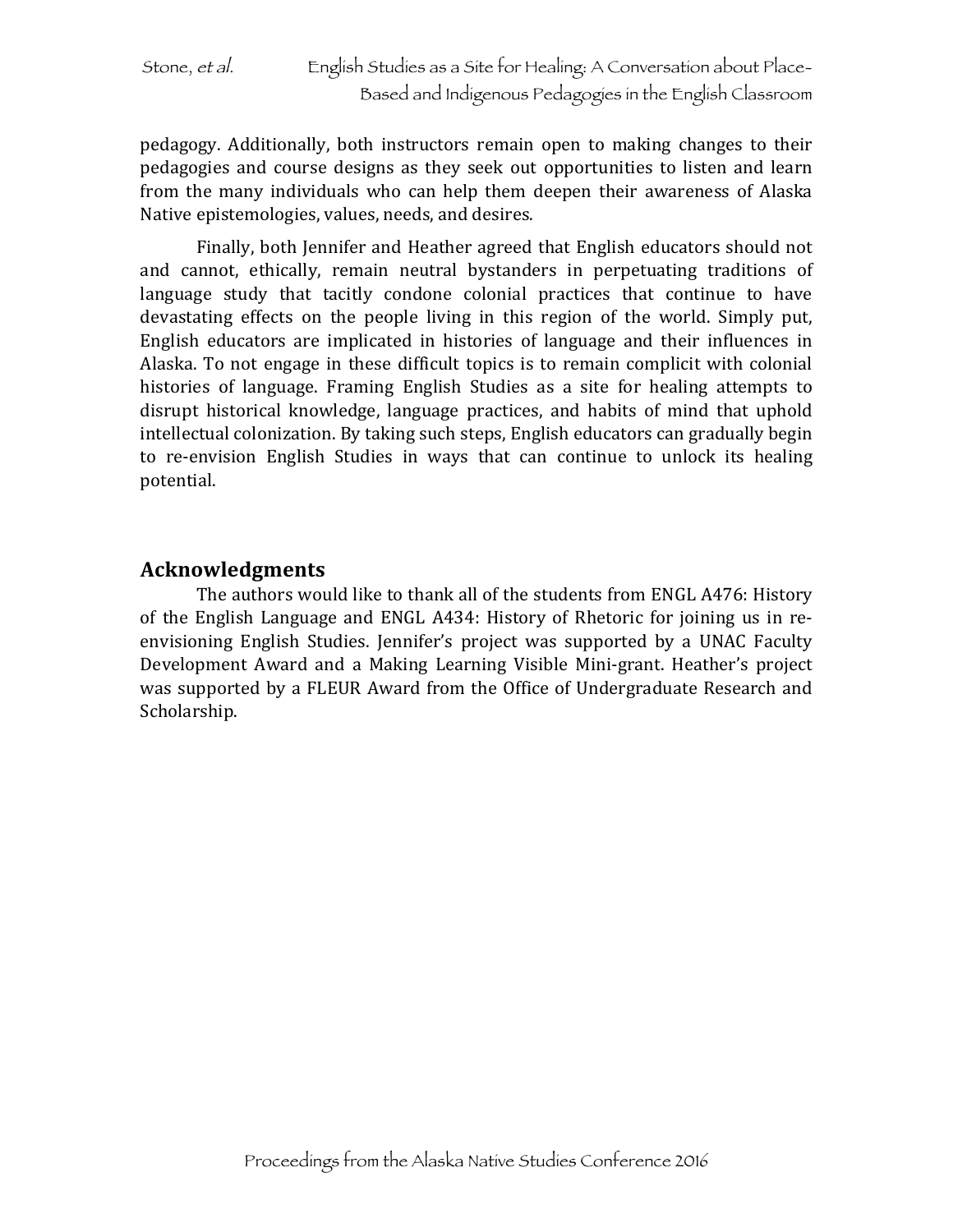pedagogy. Additionally, both instructors remain open to making changes to their pedagogies and course designs as they seek out opportunities to listen and learn from the many individuals who can help them deepen their awareness of Alaska Native epistemologies, values, needs, and desires.

Finally, both Jennifer and Heather agreed that English educators should not and cannot, ethically, remain neutral bystanders in perpetuating traditions of language study that tacitly condone colonial practices that continue to have devastating effects on the people living in this region of the world. Simply put, English educators are implicated in histories of language and their influences in Alaska. To not engage in these difficult topics is to remain complicit with colonial histories of language. Framing English Studies as a site for healing attempts to disrupt historical knowledge, language practices, and habits of mind that uphold intellectual colonization. By taking such steps, English educators can gradually begin to re-envision English Studies in ways that can continue to unlock its healing potential.

## Acknowledgments

The authors would like to thank all of the students from ENGL A476: History of the English Language and ENGL A434: History of Rhetoric for joining us in re-envisioning English Studies. Jennifer's project was supported by a UNAC Faculty Development Award and a Making Learning Visible Mini-grant. Heather's project was supported by a FLEUR Award from the Office of Undergraduate Research and Scholarship.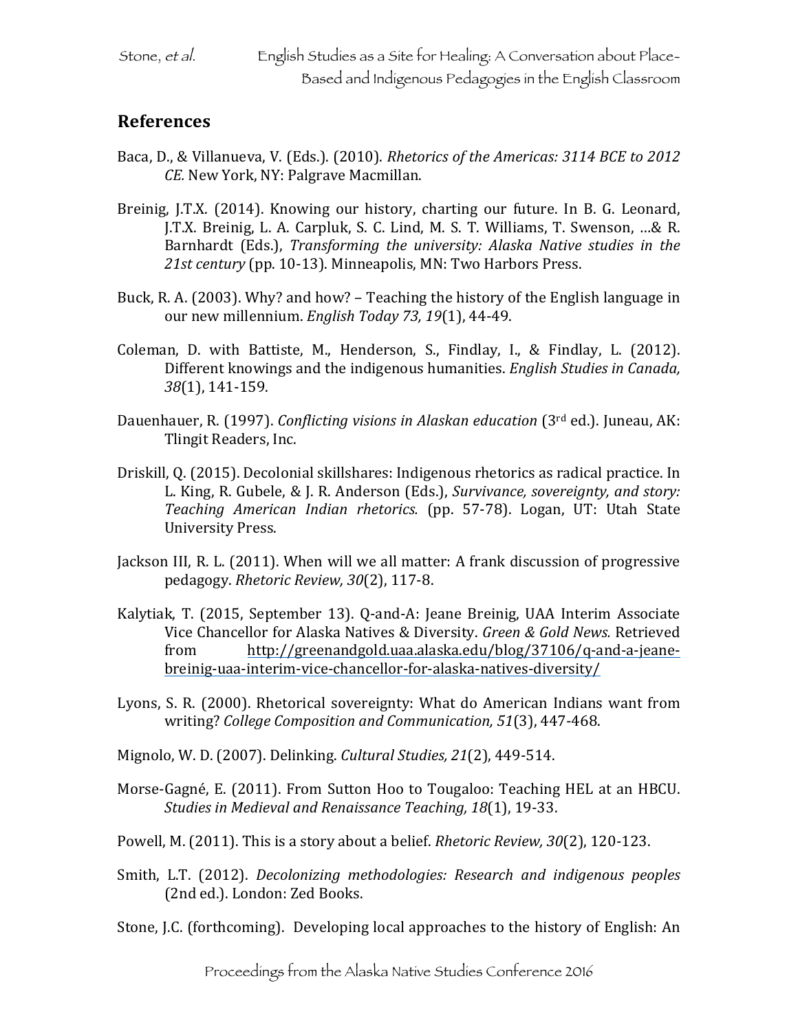## References

Baca, D., & Villanueva, V. (Eds.). (2010). *Rhetorics of the Americas: 3114 BCE to 2012 CE.* New York, NY: Palgrave Macmillan.

Breinig, J.T.X. (2014). Knowing our history, charting our future. In B. G. Leonard, J.T.X. Breinig, L. A. Carpluk, S. C. Lind, M. S. T. Williams, T. Swenson, …& R. Barnhardt (Eds.), *Transforming the university: Alaska Native studies in the 21st century* (pp. 10-13). Minneapolis, MN: Two Harbors Press.

Buck, R. A. (2003). Why? and how? – Teaching the history of the English language in our new millennium. *English Today 73, 19*(1), 44-49.

Coleman, D. with Battiste, M., Henderson, S., Findlay, I., & Findlay, L. (2012). Different knowings and the indigenous humanities. *English Studies in Canada, 38*(1), 141-159.

Dauenhauer, R. (1997). *Conflicting visions in Alaskan education* (3rd ed.). Juneau, AK: Tlingit Readers, Inc.

Driskill, Q. (2015). Decolonial skillshares: Indigenous rhetorics as radical practice. In L. King, R. Gubele, & J. R. Anderson (Eds.), *Survivance, sovereignty, and story: Teaching American Indian rhetorics.* (pp. 57-78). Logan, UT: Utah State University Press.

Jackson III, R. L. (2011). When will we all matter: A frank discussion of progressive pedagogy. *Rhetoric Review, 30*(2), 117-8.

Kalytiak, T. (2015, September 13). Q-and-A: Jeane Breinig, UAA Interim Associate Vice Chancellor for Alaska Natives & Diversity. *Green & Gold News.* Retrieved from http://greenandgold.uaa.alaska.edu/blog/37106/q-and-a-jeane-breinig-uaa-interim-vice-chancellor-for-alaska-natives-diversity/

Lyons, S. R. (2000). Rhetorical sovereignty: What do American Indians want from writing? *College Composition and Communication, 51*(3), 447-468.

Mignolo, W. D. (2007). Delinking. *Cultural Studies, 21*(2), 449-514.

Morse-Gagné, E. (2011). From Sutton Hoo to Tougaloo: Teaching HEL at an HBCU. *Studies in Medieval and Renaissance Teaching, 18*(1), 19-33.

Powell, M. (2011). This is a story about a belief. *Rhetoric Review, 30*(2), 120-123.

Smith, L.T. (2012). *Decolonizing methodologies: Research and indigenous peoples* (2nd ed.). London: Zed Books.

Stone, J.C. (forthcoming). Developing local approaches to the history of English: An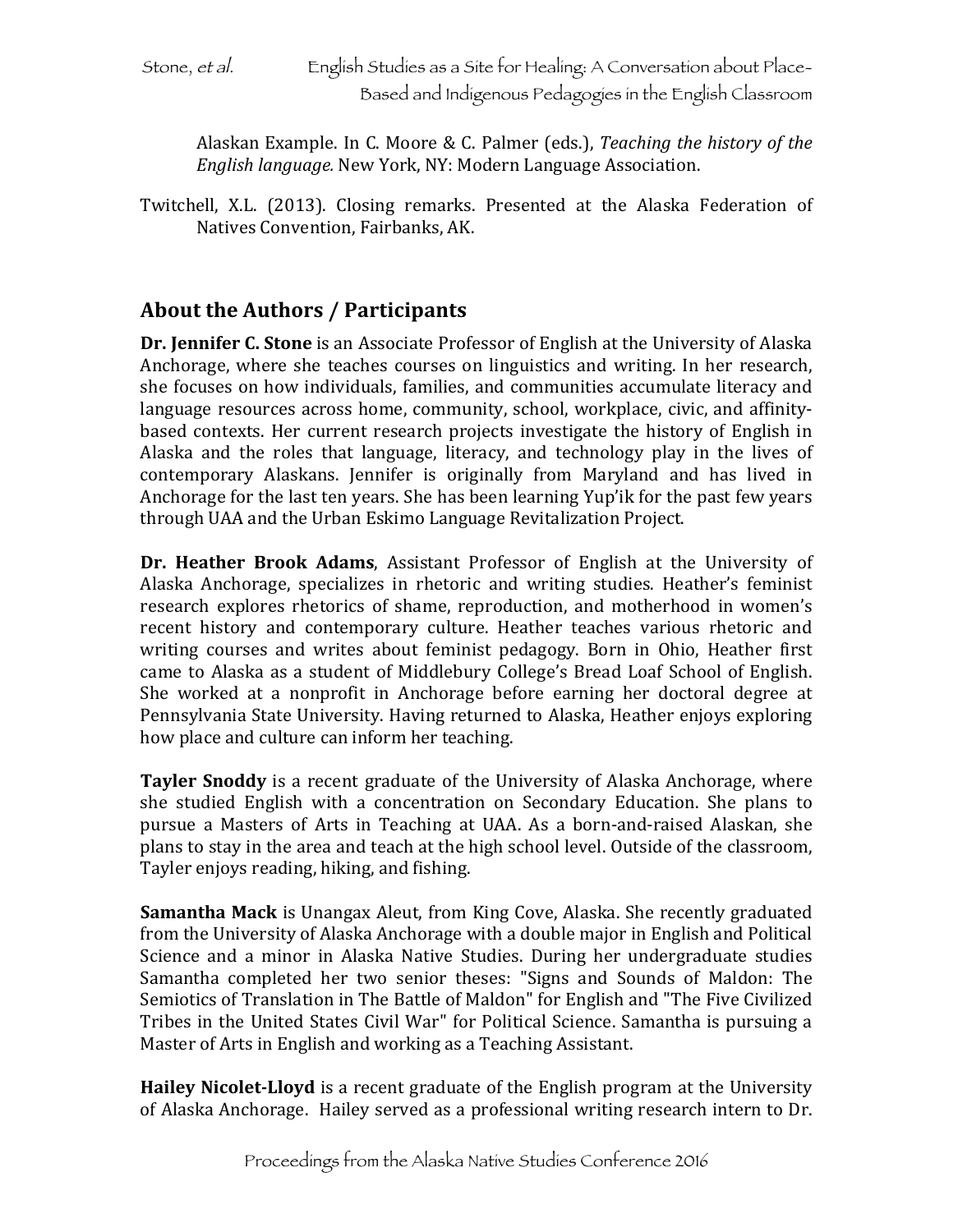Alaskan Example. In C. Moore & C. Palmer (eds.), *Teaching the history of the English language.* New York, NY: Modern Language Association.

Twitchell, X.L. (2013). Closing remarks. Presented at the Alaska Federation of Natives Convention, Fairbanks, AK.

## About the Authors / Participants

**Dr. Jennifer C. Stone** is an Associate Professor of English at the University of Alaska Anchorage, where she teaches courses on linguistics and writing. In her research, she focuses on how individuals, families, and communities accumulate literacy and language resources across home, community, school, workplace, civic, and affinity-based contexts. Her current research projects investigate the history of English in Alaska and the roles that language, literacy, and technology play in the lives of contemporary Alaskans. Jennifer is originally from Maryland and has lived in Anchorage for the last ten years. She has been learning Yup'ik for the past few years through UAA and the Urban Eskimo Language Revitalization Project.

**Dr. Heather Brook Adams**, Assistant Professor of English at the University of Alaska Anchorage, specializes in rhetoric and writing studies. Heather's feminist research explores rhetorics of shame, reproduction, and motherhood in women's recent history and contemporary culture. Heather teaches various rhetoric and writing courses and writes about feminist pedagogy. Born in Ohio, Heather first came to Alaska as a student of Middlebury College's Bread Loaf School of English. She worked at a nonprofit in Anchorage before earning her doctoral degree at Pennsylvania State University. Having returned to Alaska, Heather enjoys exploring how place and culture can inform her teaching.

**Tayler Snoddy** is a recent graduate of the University of Alaska Anchorage, where she studied English with a concentration on Secondary Education. She plans to pursue a Masters of Arts in Teaching at UAA. As a born-and-raised Alaskan, she plans to stay in the area and teach at the high school level. Outside of the classroom, Tayler enjoys reading, hiking, and fishing.

**Samantha Mack** is Unangax Aleut, from King Cove, Alaska. She recently graduated from the University of Alaska Anchorage with a double major in English and Political Science and a minor in Alaska Native Studies. During her undergraduate studies Samantha completed her two senior theses: "Signs and Sounds of Maldon: The Semiotics of Translation in The Battle of Maldon" for English and "The Five Civilized Tribes in the United States Civil War" for Political Science. Samantha is pursuing a Master of Arts in English and working as a Teaching Assistant.

**Hailey Nicolet-Lloyd** is a recent graduate of the English program at the University of Alaska Anchorage. Hailey served as a professional writing research intern to Dr.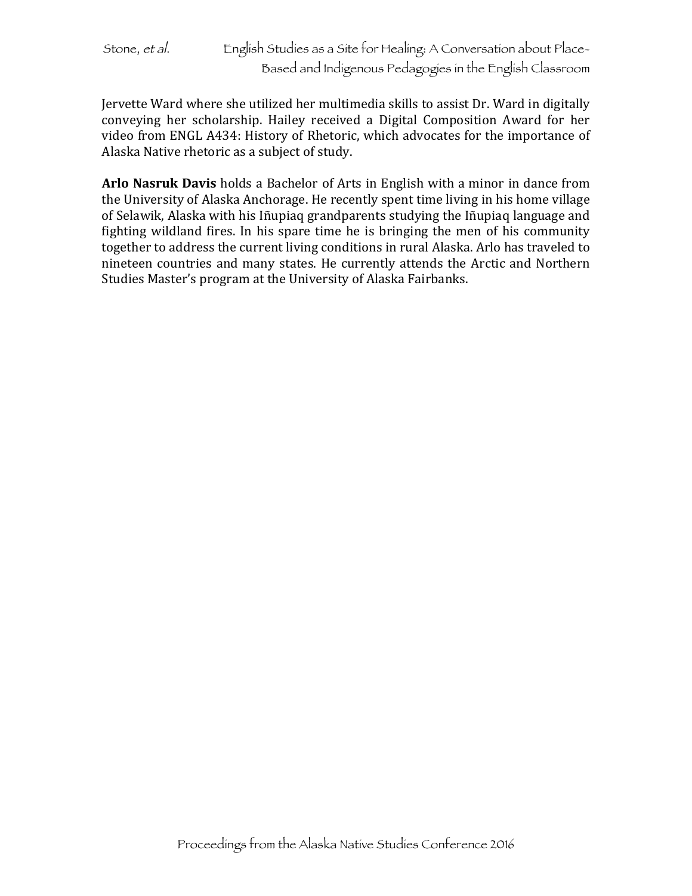Jervette Ward where she utilized her multimedia skills to assist Dr. Ward in digitally conveying her scholarship. Hailey received a Digital Composition Award for her video from ENGL A434: History of Rhetoric, which advocates for the importance of Alaska Native rhetoric as a subject of study.

**Arlo Nasruk Davis** holds a Bachelor of Arts in English with a minor in dance from the University of Alaska Anchorage. He recently spent time living in his home village of Selawik, Alaska with his Iñupiaq grandparents studying the Iñupiaq language and fighting wildland fires. In his spare time he is bringing the men of his community together to address the current living conditions in rural Alaska. Arlo has traveled to nineteen countries and many states. He currently attends the Arctic and Northern Studies Master's program at the University of Alaska Fairbanks.